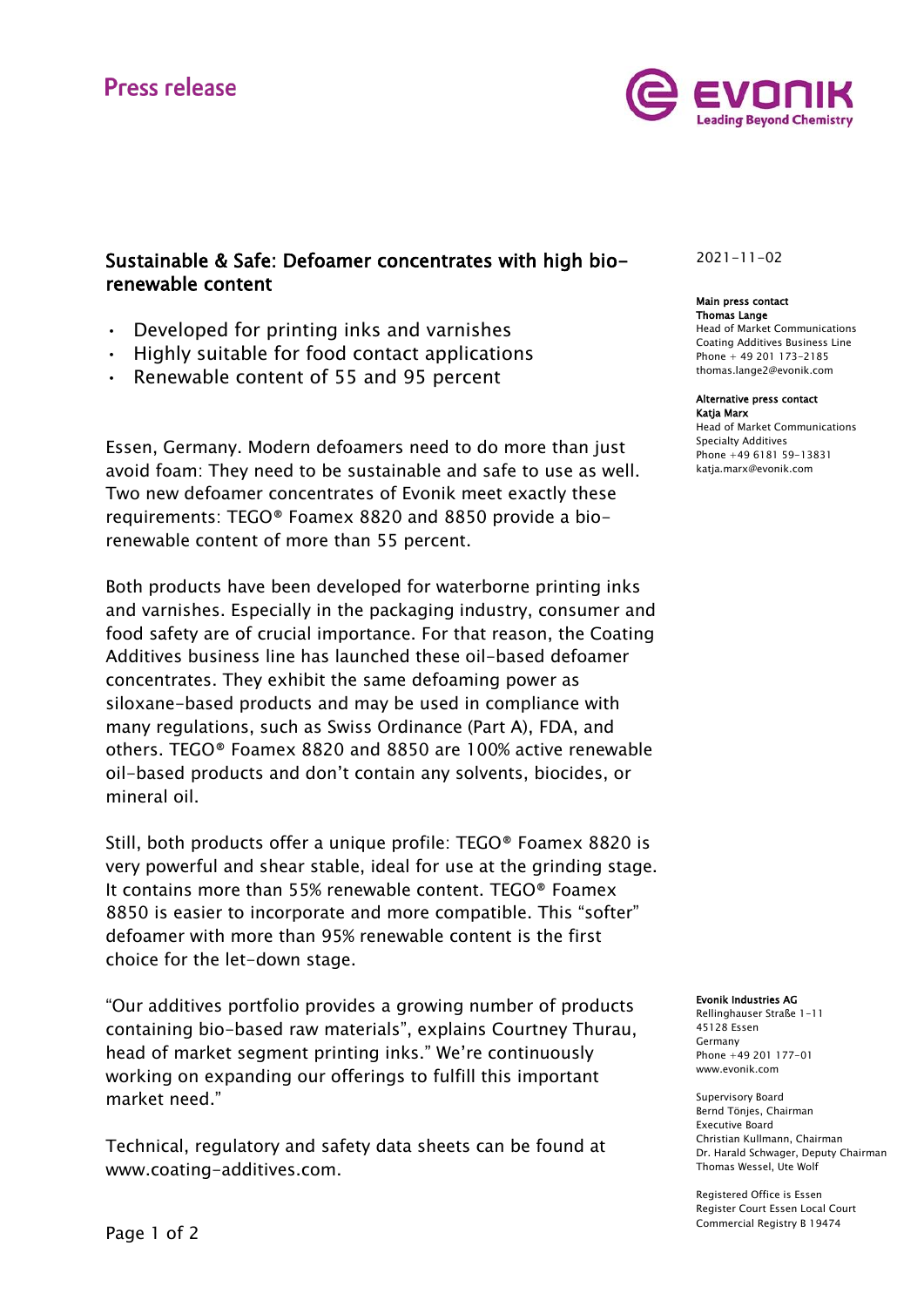Press release

# Sustainable & Safe: Defoamer concentrates with high bio-renewable content

- Developed for printing inks and varnishes
- Highly suitable for food contact applications
- Renewable content of 55 and 95 percent

Essen, Germany. Modern defoamers need to do more than just avoid foam: They need to be sustainable and safe to use as well. Two new defoamer concentrates of Evonik meet exactly these requirements: TEGO® Foamex 8820 and 8850 provide a bio-renewable content of more than 55 percent.

Both products have been developed for waterborne printing inks and varnishes. Especially in the packaging industry, consumer and food safety are of crucial importance. For that reason, the Coating Additives business line has launched these oil-based defoamer concentrates. They exhibit the same defoaming power as siloxane-based products and may be used in compliance with many regulations, such as Swiss Ordinance (Part A), FDA, and others. TEGO® Foamex 8820 and 8850 are 100% active renewable oil-based products and don't contain any solvents, biocides, or mineral oil.

Still, both products offer a unique profile: TEGO® Foamex 8820 is very powerful and shear stable, ideal for use at the grinding stage. It contains more than 55% renewable content. TEGO® Foamex 8850 is easier to incorporate and more compatible. This "softer" defoamer with more than 95% renewable content is the first choice for the let-down stage.

"Our additives portfolio provides a growing number of products containing bio-based raw materials", explains Courtney Thurau, head of market segment printing inks." We're continuously working on expanding our offerings to fulfill this important market need."

Technical, regulatory and safety data sheets can be found at www.coating-additives.com.

2021-11-02

**Main press contact**
**Thomas Lange**
Head of Market Communications
Coating Additives Business Line
Phone + 49 201 173-2185
thomas.lange2@evonik.com

**Alternative press contact**
**Katja Marx**
Head of Market Communications
Specialty Additives
Phone +49 6181 59-13831
katja.marx@evonik.com

**Evonik Industries AG**
Rellinghauser Straße 1-11
45128 Essen
Germany
Phone +49 201 177-01
www.evonik.com

Supervisory Board
Bernd Tönjes, Chairman
Executive Board
Christian Kullmann, Chairman
Dr. Harald Schwager, Deputy Chairman
Thomas Wessel, Ute Wolf

Registered Office is Essen
Register Court Essen Local Court
Commercial Registry B 19474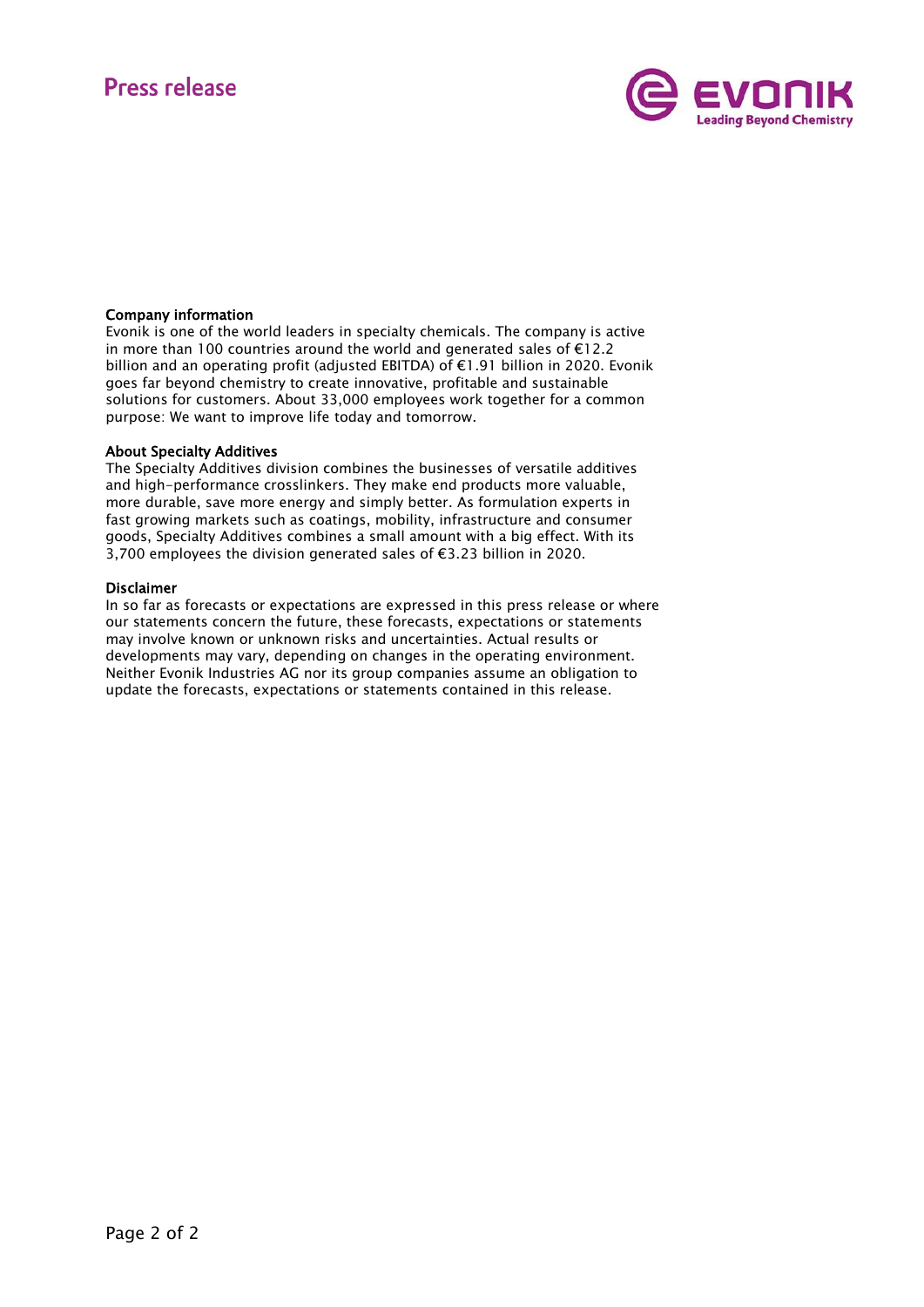## Company information

Evonik is one of the world leaders in specialty chemicals. The company is active in more than 100 countries around the world and generated sales of €12.2 billion and an operating profit (adjusted EBITDA) of €1.91 billion in 2020. Evonik goes far beyond chemistry to create innovative, profitable and sustainable solutions for customers. About 33,000 employees work together for a common purpose: We want to improve life today and tomorrow.

## About Specialty Additives

The Specialty Additives division combines the businesses of versatile additives and high-performance crosslinkers. They make end products more valuable, more durable, save more energy and simply better. As formulation experts in fast growing markets such as coatings, mobility, infrastructure and consumer goods, Specialty Additives combines a small amount with a big effect. With its 3,700 employees the division generated sales of €3.23 billion in 2020.

## Disclaimer

In so far as forecasts or expectations are expressed in this press release or where our statements concern the future, these forecasts, expectations or statements may involve known or unknown risks and uncertainties. Actual results or developments may vary, depending on changes in the operating environment. Neither Evonik Industries AG nor its group companies assume an obligation to update the forecasts, expectations or statements contained in this release.